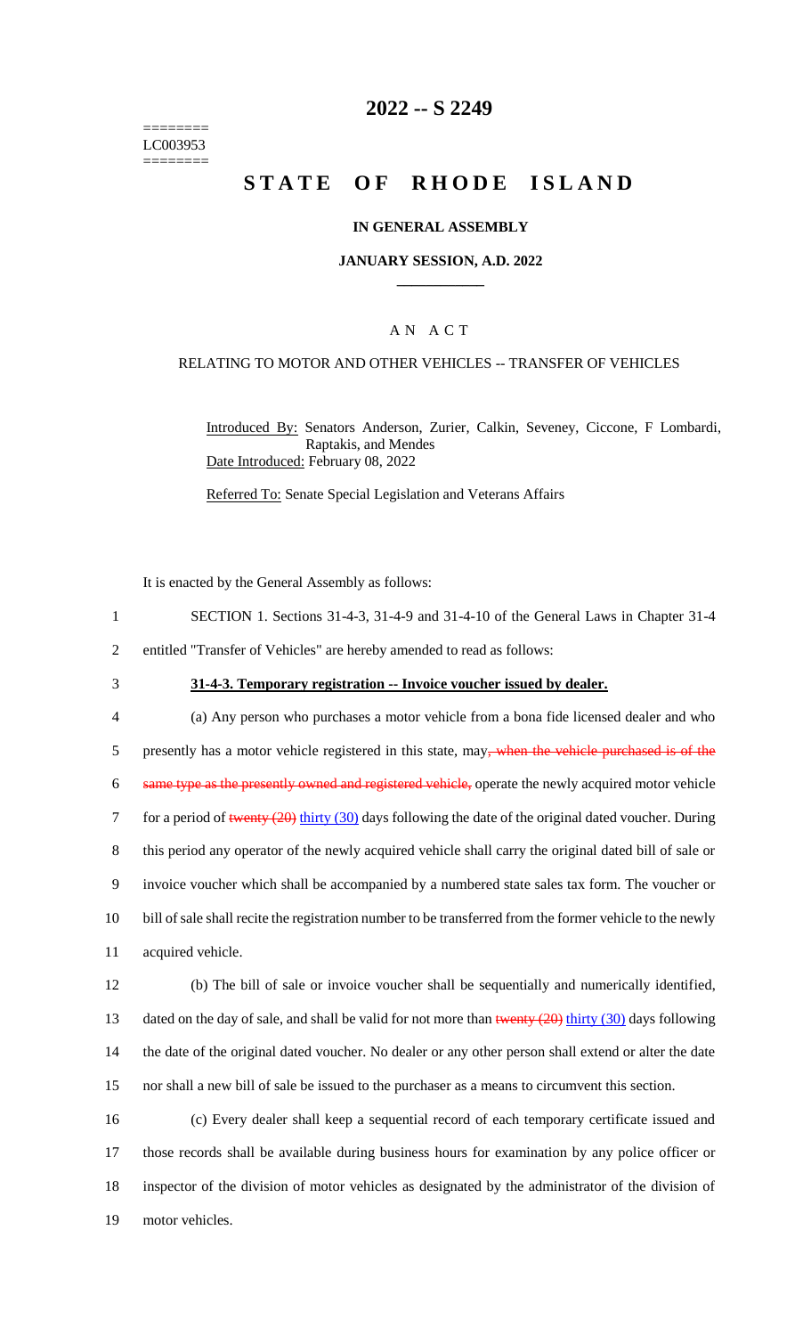========
LC003953
========

# 2022 -- S 2249

# STATE OF RHODE ISLAND

## IN GENERAL ASSEMBLY

### JANUARY SESSION, A.D. 2022

---

### A N A C T

RELATING TO MOTOR AND OTHER VEHICLES -- TRANSFER OF VEHICLES

Introduced By: Senators Anderson, Zurier, Calkin, Seveney, Ciccone, F Lombardi, Raptakis, and Mendes

Date Introduced: February 08, 2022

Referred To: Senate Special Legislation and Veterans Affairs

It is enacted by the General Assembly as follows:

1 SECTION 1. Sections 31-4-3, 31-4-9 and 31-4-10 of the General Laws in Chapter 31-4
2 entitled "Transfer of Vehicles" are hereby amended to read as follows:

3 **31-4-3. Temporary registration -- Invoice voucher issued by dealer.**

4 (a) Any person who purchases a motor vehicle from a bona fide licensed dealer and who
5 presently has a motor vehicle registered in this state, may~~, when the vehicle purchased is of the~~
6 ~~same type as the presently owned and registered vehicle,~~ operate the newly acquired motor vehicle
7 for a period of ~~twenty (20)~~ thirty (30) days following the date of the original dated voucher. During
8 this period any operator of the newly acquired vehicle shall carry the original dated bill of sale or
9 invoice voucher which shall be accompanied by a numbered state sales tax form. The voucher or
10 bill of sale shall recite the registration number to be transferred from the former vehicle to the newly
11 acquired vehicle.

12 (b) The bill of sale or invoice voucher shall be sequentially and numerically identified,
13 dated on the day of sale, and shall be valid for not more than ~~twenty (20)~~ thirty (30) days following
14 the date of the original dated voucher. No dealer or any other person shall extend or alter the date
15 nor shall a new bill of sale be issued to the purchaser as a means to circumvent this section.

16 (c) Every dealer shall keep a sequential record of each temporary certificate issued and
17 those records shall be available during business hours for examination by any police officer or
18 inspector of the division of motor vehicles as designated by the administrator of the division of
19 motor vehicles.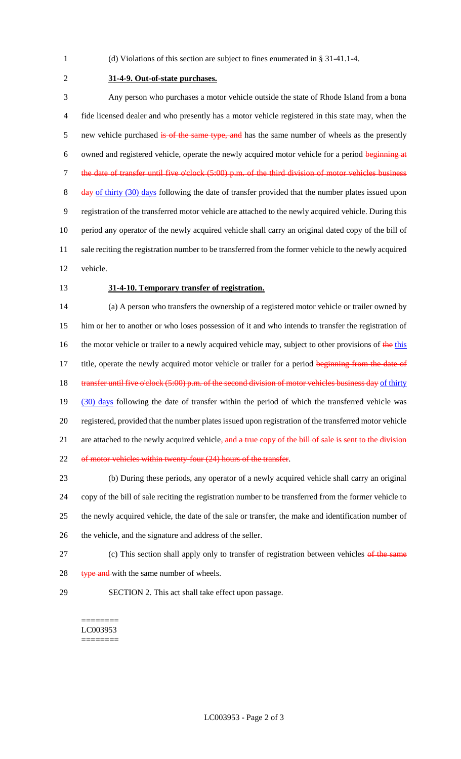(d) Violations of this section are subject to fines enumerated in § 31-41.1-4.

**31-4-9. Out-of-state purchases.**

Any person who purchases a motor vehicle outside the state of Rhode Island from a bona fide licensed dealer and who presently has a motor vehicle registered in this state may, when the new vehicle purchased ~~is of the same type, and~~ has the same number of wheels as the presently owned and registered vehicle, operate the newly acquired motor vehicle for a period ~~beginning at the date of transfer until five o'clock (5:00) p.m. of the third division of motor vehicles business day~~ <u>of thirty (30) days</u> following the date of transfer provided that the number plates issued upon registration of the transferred motor vehicle are attached to the newly acquired vehicle. During this period any operator of the newly acquired vehicle shall carry an original dated copy of the bill of sale reciting the registration number to be transferred from the former vehicle to the newly acquired vehicle.

**31-4-10. Temporary transfer of registration.**

(a) A person who transfers the ownership of a registered motor vehicle or trailer owned by him or her to another or who loses possession of it and who intends to transfer the registration of the motor vehicle or trailer to a newly acquired vehicle may, subject to other provisions of ~~the~~ <u>this</u> title, operate the newly acquired motor vehicle or trailer for a period ~~beginning from the date of transfer until five o'clock (5:00) p.m. of the second division of motor vehicles business day~~ <u>of thirty (30) days</u> following the date of transfer within the period of which the transferred vehicle was registered, provided that the number plates issued upon registration of the transferred motor vehicle are attached to the newly acquired vehicle~~, and a true copy of the bill of sale is sent to the division of motor vehicles within twenty-four (24) hours of the transfer~~.

(b) During these periods, any operator of a newly acquired vehicle shall carry an original copy of the bill of sale reciting the registration number to be transferred from the former vehicle to the newly acquired vehicle, the date of the sale or transfer, the make and identification number of the vehicle, and the signature and address of the seller.

(c) This section shall apply only to transfer of registration between vehicles ~~of the same type and~~ with the same number of wheels.

SECTION 2. This act shall take effect upon passage.

========
LC003953
========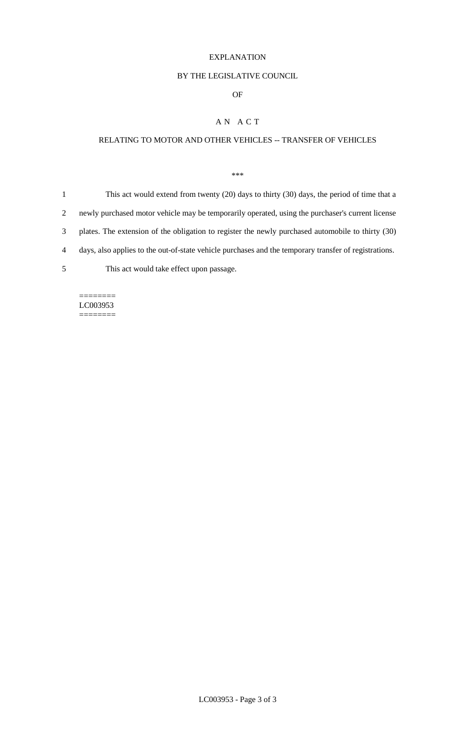EXPLANATION

BY THE LEGISLATIVE COUNCIL

OF

A N A C T

RELATING TO MOTOR AND OTHER VEHICLES -- TRANSFER OF VEHICLES

\*\*\*

1 This act would extend from twenty (20) days to thirty (30) days, the period of time that a
2 newly purchased motor vehicle may be temporarily operated, using the purchaser's current license
3 plates. The extension of the obligation to register the newly purchased automobile to thirty (30)
4 days, also applies to the out-of-state vehicle purchases and the temporary transfer of registrations.
5 This act would take effect upon passage.

========
LC003953
========